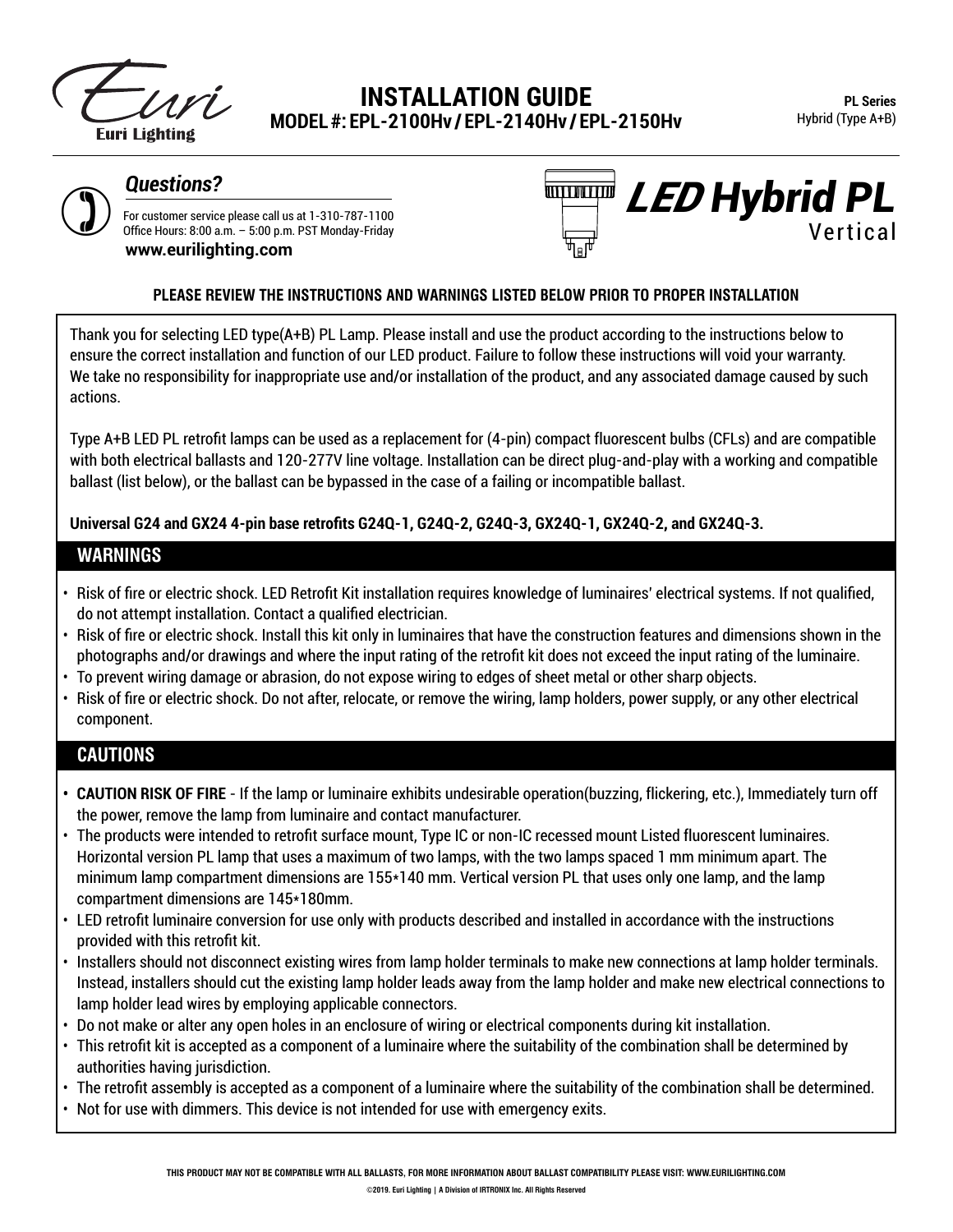Euri Lighting

# INSTALLATION GUIDE

## MODEL #: EPL-2100Hv / EPL-2140Hv / EPL-2150Hv

**PL Series**
Hybrid (Type A+B)

### *Questions?*

For customer service please call us at 1-310-787-1100
Office Hours: 8:00 a.m. – 5:00 p.m. PST Monday-Friday
**www.eurilighting.com**

## *LED* Hybrid PL
Vertical

**PLEASE REVIEW THE INSTRUCTIONS AND WARNINGS LISTED BELOW PRIOR TO PROPER INSTALLATION**

Thank you for selecting LED type(A+B) PL Lamp. Please install and use the product according to the instructions below to ensure the correct installation and function of our LED product. Failure to follow these instructions will void your warranty. We take no responsibility for inappropriate use and/or installation of the product, and any associated damage caused by such actions.

Type A+B LED PL retrofit lamps can be used as a replacement for (4-pin) compact fluorescent bulbs (CFLs) and are compatible with both electrical ballasts and 120-277V line voltage. Installation can be direct plug-and-play with a working and compatible ballast (list below), or the ballast can be bypassed in the case of a failing or incompatible ballast.

**Universal G24 and GX24 4-pin base retrofits G24Q-1, G24Q-2, G24Q-3, GX24Q-1, GX24Q-2, and GX24Q-3.**

## WARNINGS

- Risk of fire or electric shock. LED Retrofit Kit installation requires knowledge of luminaires' electrical systems. If not qualified, do not attempt installation. Contact a qualified electrician.
- Risk of fire or electric shock. Install this kit only in luminaires that have the construction features and dimensions shown in the photographs and/or drawings and where the input rating of the retrofit kit does not exceed the input rating of the luminaire.
- To prevent wiring damage or abrasion, do not expose wiring to edges of sheet metal or other sharp objects.
- Risk of fire or electric shock. Do not after, relocate, or remove the wiring, lamp holders, power supply, or any other electrical component.

## CAUTIONS

- **CAUTION RISK OF FIRE** - If the lamp or luminaire exhibits undesirable operation(buzzing, flickering, etc.), Immediately turn off the power, remove the lamp from luminaire and contact manufacturer.
- The products were intended to retrofit surface mount, Type IC or non-IC recessed mount Listed fluorescent luminaires. Horizontal version PL lamp that uses a maximum of two lamps, with the two lamps spaced 1 mm minimum apart. The minimum lamp compartment dimensions are 155*140 mm. Vertical version PL that uses only one lamp, and the lamp compartment dimensions are 145*180mm.
- LED retrofit luminaire conversion for use only with products described and installed in accordance with the instructions provided with this retrofit kit.
- Installers should not disconnect existing wires from lamp holder terminals to make new connections at lamp holder terminals. Instead, installers should cut the existing lamp holder leads away from the lamp holder and make new electrical connections to lamp holder lead wires by employing applicable connectors.
- Do not make or alter any open holes in an enclosure of wiring or electrical components during kit installation.
- This retrofit kit is accepted as a component of a luminaire where the suitability of the combination shall be determined by authorities having jurisdiction.
- The retrofit assembly is accepted as a component of a luminaire where the suitability of the combination shall be determined.
- Not for use with dimmers. This device is not intended for use with emergency exits.

**THIS PRODUCT MAY NOT BE COMPATIBLE WITH ALL BALLASTS, FOR MORE INFORMATION ABOUT BALLAST COMPATIBILITY PLEASE VISIT: WWW.EURILIGHTING.COM**

©2019. Euri Lighting | A Division of IRTRONIX Inc. All Rights Reserved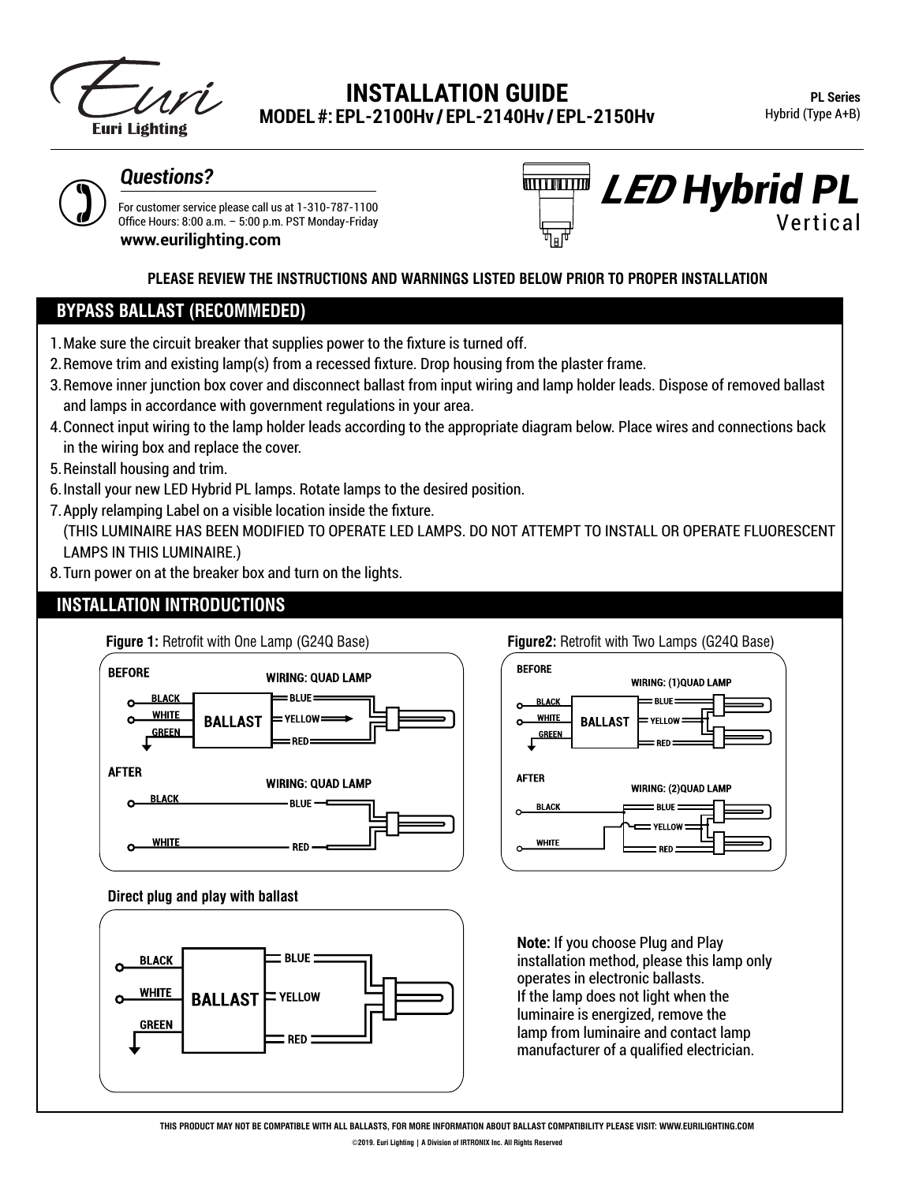# INSTALLATION GUIDE

**MODEL #: EPL-2100Hv / EPL-2140Hv / EPL-2150Hv**

**PL Series**
Hybrid (Type A+B)

***Questions?***

For customer service please call us at 1-310-787-1100
Office Hours: 8:00 a.m. – 5:00 p.m. PST Monday-Friday
**www.eurilighting.com**

***LED* Hybrid PL**
Vertical

**PLEASE REVIEW THE INSTRUCTIONS AND WARNINGS LISTED BELOW PRIOR TO PROPER INSTALLATION**

## BYPASS BALLAST (RECOMMEDED)

1. Make sure the circuit breaker that supplies power to the fixture is turned off.
2. Remove trim and existing lamp(s) from a recessed fixture. Drop housing from the plaster frame.
3. Remove inner junction box cover and disconnect ballast from input wiring and lamp holder leads. Dispose of removed ballast and lamps in accordance with government regulations in your area.
4. Connect input wiring to the lamp holder leads according to the appropriate diagram below. Place wires and connections back in the wiring box and replace the cover.
5. Reinstall housing and trim.
6. Install your new LED Hybrid PL lamps. Rotate lamps to the desired position.
7. Apply relamping Label on a visible location inside the fixture.
   (THIS LUMINAIRE HAS BEEN MODIFIED TO OPERATE LED LAMPS. DO NOT ATTEMPT TO INSTALL OR OPERATE FLUORESCENT LAMPS IN THIS LUMINAIRE.)
8. Turn power on at the breaker box and turn on the lights.

## INSTALLATION INTRODUCTIONS

**Figure 1:** Retrofit with One Lamp (G24Q Base)

BEFORE
WIRING: QUAD LAMP
BLACK
WHITE
GREEN
BALLAST
BLUE
YELLOW
RED

AFTER
WIRING: QUAD LAMP
BLACK
WHITE
BLUE
RED

**Figure2:** Retrofit with Two Lamps (G24Q Base)

BEFORE
WIRING: (1)QUAD LAMP
BLACK
WHITE
GREEN
BALLAST
BLUE
YELLOW
RED

AFTER
WIRING: (2)QUAD LAMP
BLACK
WHITE
BLUE
YELLOW
RED

**Direct plug and play with ballast**

BLACK
WHITE
GREEN
BALLAST
BLUE
YELLOW
RED

**Note:** If you choose Plug and Play installation method, please this lamp only operates in electronic ballasts.
If the lamp does not light when the luminaire is energized, remove the lamp from luminaire and contact lamp manufacturer of a qualified electrician.

THIS PRODUCT MAY NOT BE COMPATIBLE WITH ALL BALLASTS, FOR MORE INFORMATION ABOUT BALLAST COMPATIBILITY PLEASE VISIT: WWW.EURILIGHTING.COM

©2019. Euri Lighting | A Division of IRTRONIX Inc. All Rights Reserved